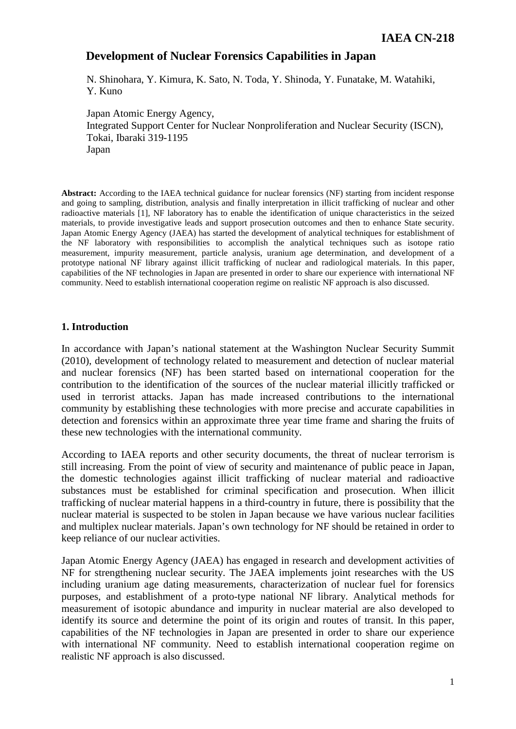# Development of Nuclear Forensics Capabilities in Japan

N. Shinohara, Y. Kimura, K. Sato, N. Toda, Y. Shinoda, Y. Funatake, M. Watahiki, Y. Kuno

Japan Atomic Energy Agency,
Integrated Support Center for Nuclear Nonproliferation and Nuclear Security (ISCN),
Tokai, Ibaraki 319-1195
Japan

**Abstract:** According to the IAEA technical guidance for nuclear forensics (NF) starting from incident response and going to sampling, distribution, analysis and finally interpretation in illicit trafficking of nuclear and other radioactive materials [1], NF laboratory has to enable the identification of unique characteristics in the seized materials, to provide investigative leads and support prosecution outcomes and then to enhance State security. Japan Atomic Energy Agency (JAEA) has started the development of analytical techniques for establishment of the NF laboratory with responsibilities to accomplish the analytical techniques such as isotope ratio measurement, impurity measurement, particle analysis, uranium age determination, and development of a prototype national NF library against illicit trafficking of nuclear and radiological materials. In this paper, capabilities of the NF technologies in Japan are presented in order to share our experience with international NF community. Need to establish international cooperation regime on realistic NF approach is also discussed.

## 1. Introduction

In accordance with Japan's national statement at the Washington Nuclear Security Summit (2010), development of technology related to measurement and detection of nuclear material and nuclear forensics (NF) has been started based on international cooperation for the contribution to the identification of the sources of the nuclear material illicitly trafficked or used in terrorist attacks. Japan has made increased contributions to the international community by establishing these technologies with more precise and accurate capabilities in detection and forensics within an approximate three year time frame and sharing the fruits of these new technologies with the international community.

According to IAEA reports and other security documents, the threat of nuclear terrorism is still increasing. From the point of view of security and maintenance of public peace in Japan, the domestic technologies against illicit trafficking of nuclear material and radioactive substances must be established for criminal specification and prosecution. When illicit trafficking of nuclear material happens in a third-country in future, there is possibility that the nuclear material is suspected to be stolen in Japan because we have various nuclear facilities and multiplex nuclear materials. Japan's own technology for NF should be retained in order to keep reliance of our nuclear activities.

Japan Atomic Energy Agency (JAEA) has engaged in research and development activities of NF for strengthening nuclear security. The JAEA implements joint researches with the US including uranium age dating measurements, characterization of nuclear fuel for forensics purposes, and establishment of a proto-type national NF library. Analytical methods for measurement of isotopic abundance and impurity in nuclear material are also developed to identify its source and determine the point of its origin and routes of transit. In this paper, capabilities of the NF technologies in Japan are presented in order to share our experience with international NF community. Need to establish international cooperation regime on realistic NF approach is also discussed.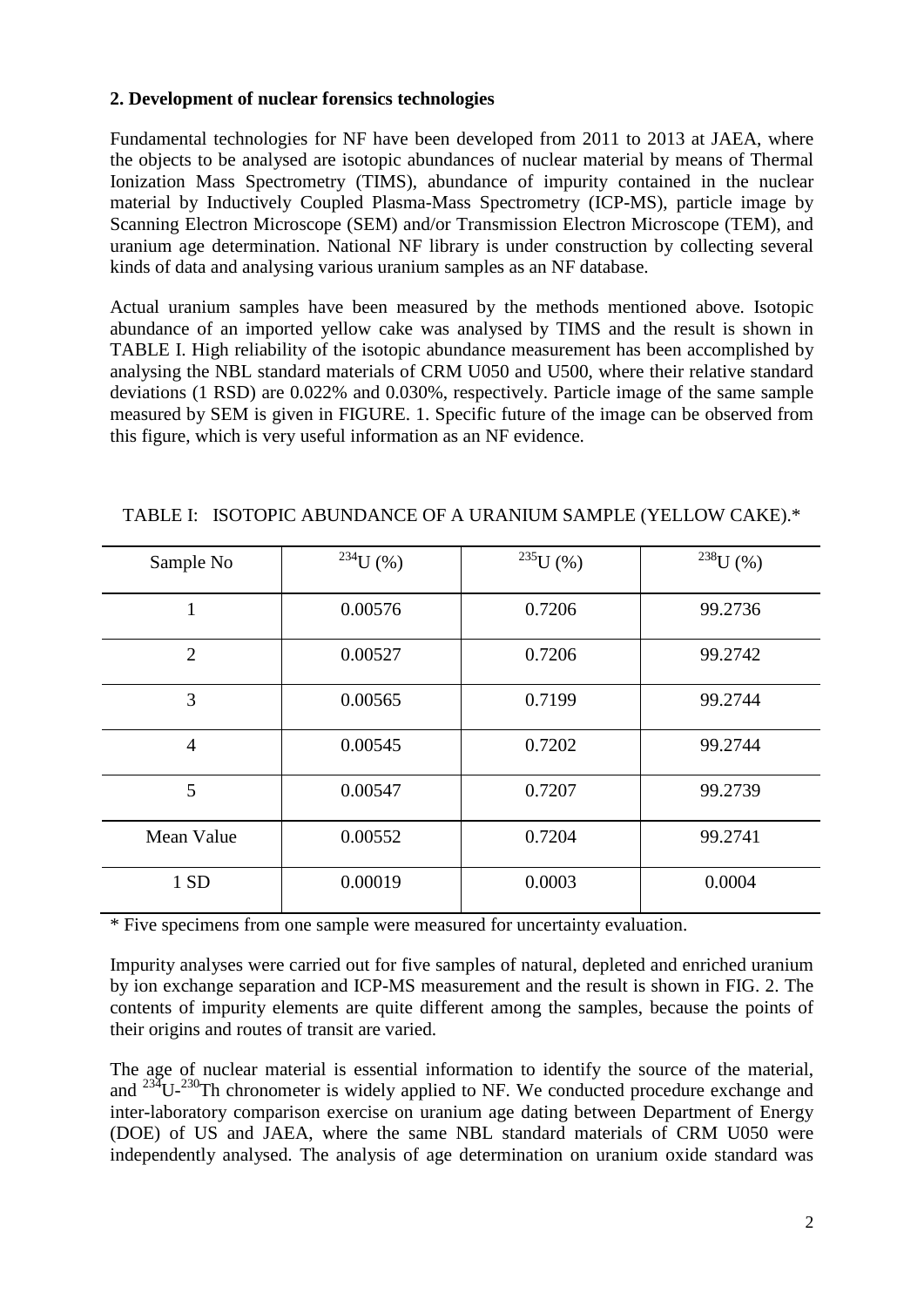## 2. Development of nuclear forensics technologies

Fundamental technologies for NF have been developed from 2011 to 2013 at JAEA, where the objects to be analysed are isotopic abundances of nuclear material by means of Thermal Ionization Mass Spectrometry (TIMS), abundance of impurity contained in the nuclear material by Inductively Coupled Plasma-Mass Spectrometry (ICP-MS), particle image by Scanning Electron Microscope (SEM) and/or Transmission Electron Microscope (TEM), and uranium age determination. National NF library is under construction by collecting several kinds of data and analysing various uranium samples as an NF database.

Actual uranium samples have been measured by the methods mentioned above. Isotopic abundance of an imported yellow cake was analysed by TIMS and the result is shown in TABLE I. High reliability of the isotopic abundance measurement has been accomplished by analysing the NBL standard materials of CRM U050 and U500, where their relative standard deviations (1 RSD) are 0.022% and 0.030%, respectively. Particle image of the same sample measured by SEM is given in FIGURE. 1. Specific future of the image can be observed from this figure, which is very useful information as an NF evidence.

TABLE I: ISOTOPIC ABUNDANCE OF A URANIUM SAMPLE (YELLOW CAKE).*

| Sample No | $^{234}U$ (%) | $^{235}U$ (%) | $^{238}U$ (%) |
|---|---|---|---|
| 1 | 0.00576 | 0.7206 | 99.2736 |
| 2 | 0.00527 | 0.7206 | 99.2742 |
| 3 | 0.00565 | 0.7199 | 99.2744 |
| 4 | 0.00545 | 0.7202 | 99.2744 |
| 5 | 0.00547 | 0.7207 | 99.2739 |
| Mean Value | 0.00552 | 0.7204 | 99.2741 |
| 1 SD | 0.00019 | 0.0003 | 0.0004 |

* Five specimens from one sample were measured for uncertainty evaluation.

Impurity analyses were carried out for five samples of natural, depleted and enriched uranium by ion exchange separation and ICP-MS measurement and the result is shown in FIG. 2. The contents of impurity elements are quite different among the samples, because the points of their origins and routes of transit are varied.

The age of nuclear material is essential information to identify the source of the material, and $^{234}U$-$^{230}Th$ chronometer is widely applied to NF. We conducted procedure exchange and inter-laboratory comparison exercise on uranium age dating between Department of Energy (DOE) of US and JAEA, where the same NBL standard materials of CRM U050 were independently analysed. The analysis of age determination on uranium oxide standard was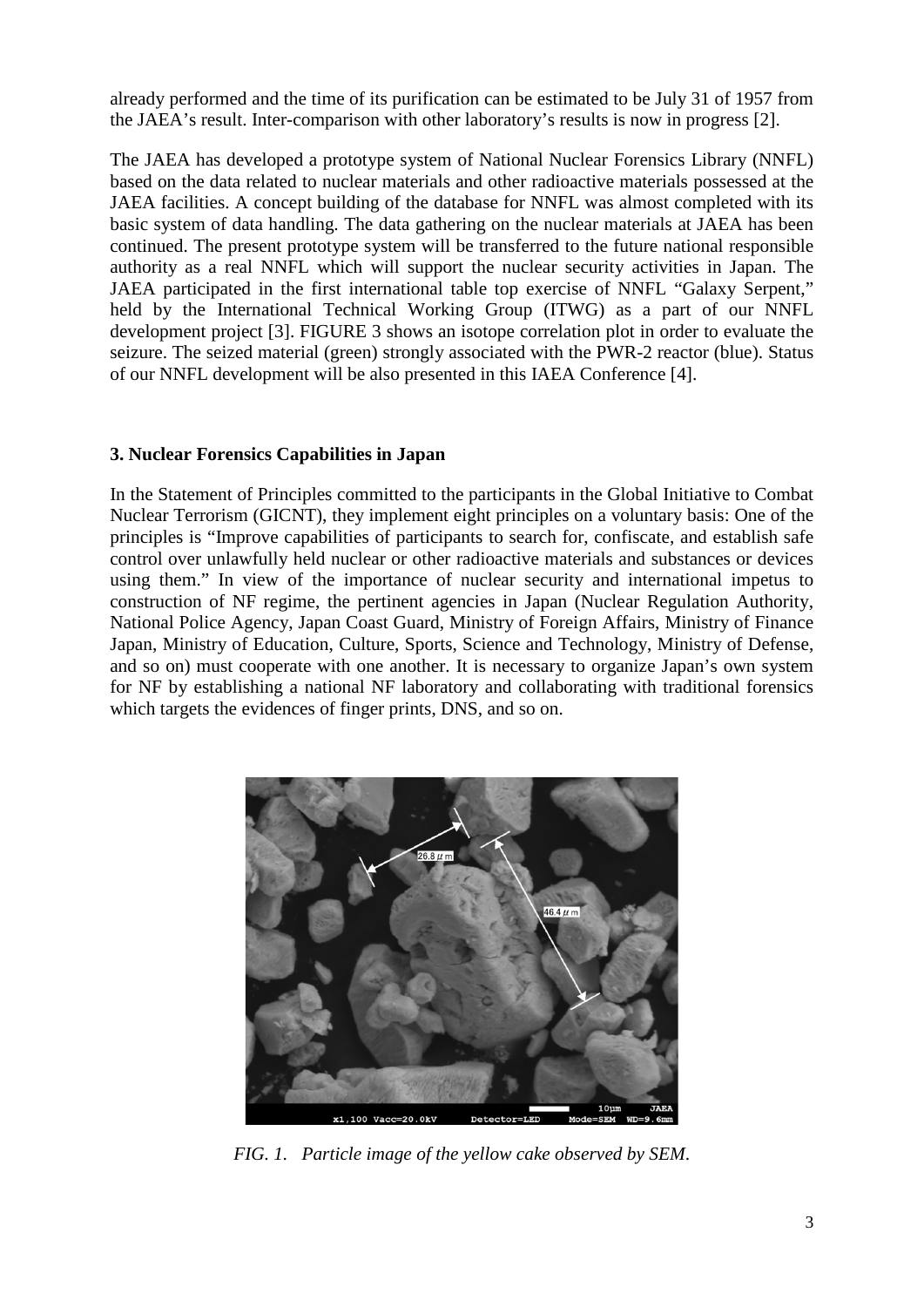already performed and the time of its purification can be estimated to be July 31 of 1957 from the JAEA's result. Inter-comparison with other laboratory's results is now in progress [2].

The JAEA has developed a prototype system of National Nuclear Forensics Library (NNFL) based on the data related to nuclear materials and other radioactive materials possessed at the JAEA facilities. A concept building of the database for NNFL was almost completed with its basic system of data handling. The data gathering on the nuclear materials at JAEA has been continued. The present prototype system will be transferred to the future national responsible authority as a real NNFL which will support the nuclear security activities in Japan. The JAEA participated in the first international table top exercise of NNFL "Galaxy Serpent," held by the International Technical Working Group (ITWG) as a part of our NNFL development project [3]. FIGURE 3 shows an isotope correlation plot in order to evaluate the seizure. The seized material (green) strongly associated with the PWR-2 reactor (blue). Status of our NNFL development will be also presented in this IAEA Conference [4].

## 3. Nuclear Forensics Capabilities in Japan

In the Statement of Principles committed to the participants in the Global Initiative to Combat Nuclear Terrorism (GICNT), they implement eight principles on a voluntary basis: One of the principles is "Improve capabilities of participants to search for, confiscate, and establish safe control over unlawfully held nuclear or other radioactive materials and substances or devices using them." In view of the importance of nuclear security and international impetus to construction of NF regime, the pertinent agencies in Japan (Nuclear Regulation Authority, National Police Agency, Japan Coast Guard, Ministry of Foreign Affairs, Ministry of Finance Japan, Ministry of Education, Culture, Sports, Science and Technology, Ministry of Defense, and so on) must cooperate with one another. It is necessary to organize Japan's own system for NF by establishing a national NF laboratory and collaborating with traditional forensics which targets the evidences of finger prints, DNS, and so on.

*FIG. 1. Particle image of the yellow cake observed by SEM.*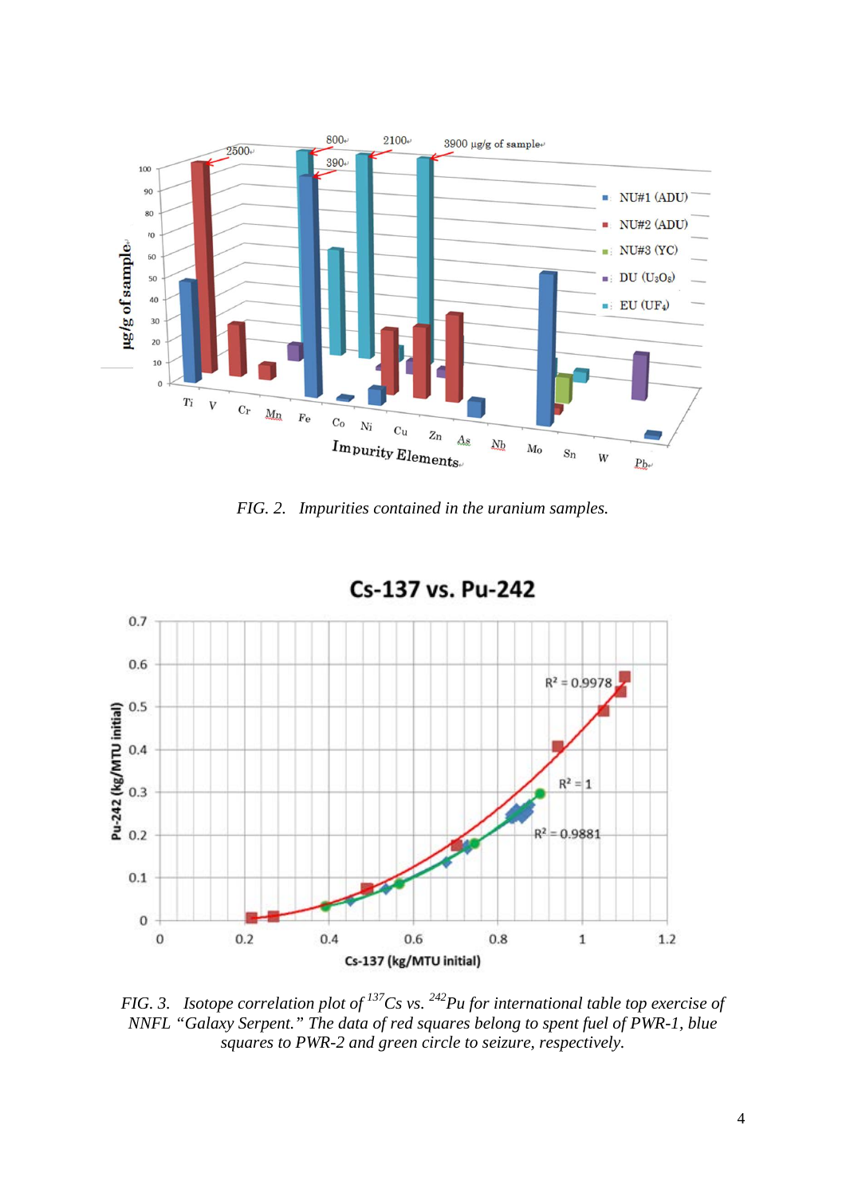FIG. 2. Impurities contained in the uranium samples.

FIG. 3. Isotope correlation plot of [137]Cs vs. [242]Pu for international table top exercise of NNFL "Galaxy Serpent." The data of red squares belong to spent fuel of PWR-1, blue squares to PWR-2 and green circle to seizure, respectively.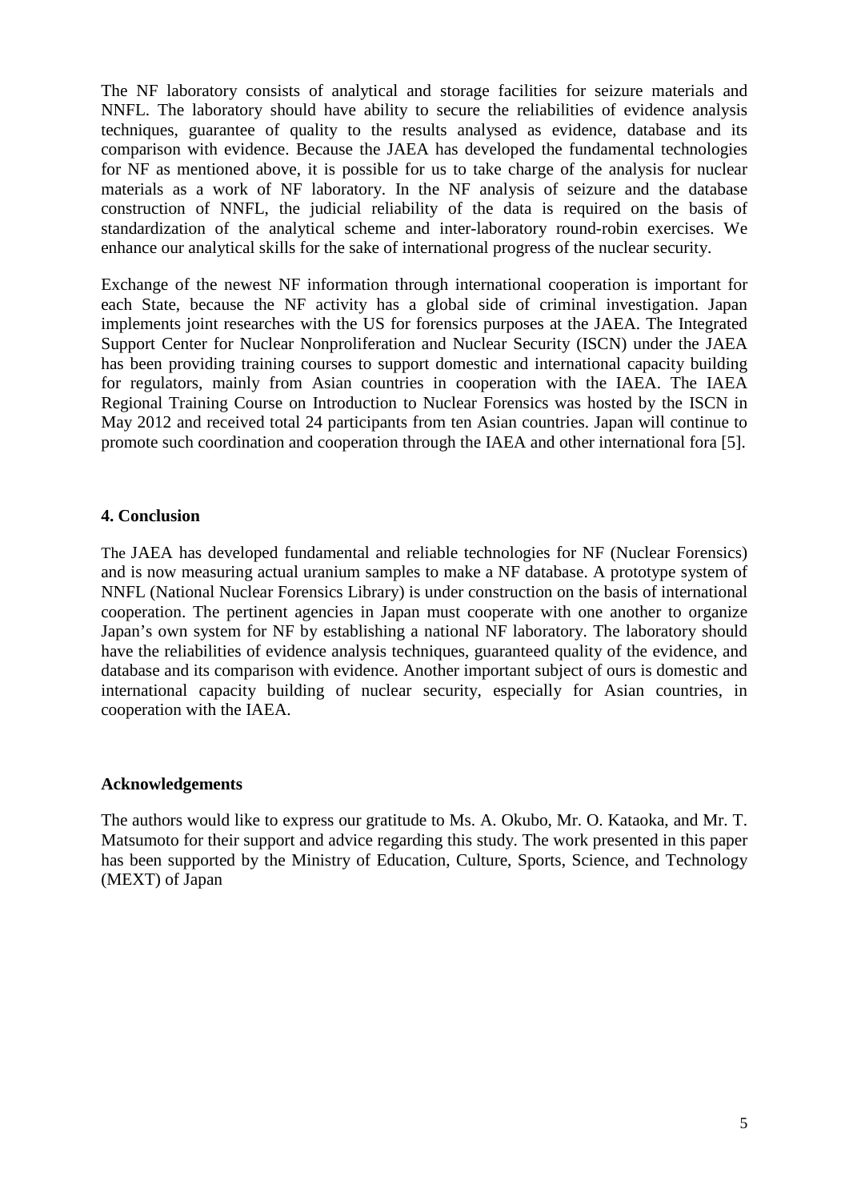The NF laboratory consists of analytical and storage facilities for seizure materials and NNFL. The laboratory should have ability to secure the reliabilities of evidence analysis techniques, guarantee of quality to the results analysed as evidence, database and its comparison with evidence. Because the JAEA has developed the fundamental technologies for NF as mentioned above, it is possible for us to take charge of the analysis for nuclear materials as a work of NF laboratory. In the NF analysis of seizure and the database construction of NNFL, the judicial reliability of the data is required on the basis of standardization of the analytical scheme and inter-laboratory round-robin exercises. We enhance our analytical skills for the sake of international progress of the nuclear security.

Exchange of the newest NF information through international cooperation is important for each State, because the NF activity has a global side of criminal investigation. Japan implements joint researches with the US for forensics purposes at the JAEA. The Integrated Support Center for Nuclear Nonproliferation and Nuclear Security (ISCN) under the JAEA has been providing training courses to support domestic and international capacity building for regulators, mainly from Asian countries in cooperation with the IAEA. The IAEA Regional Training Course on Introduction to Nuclear Forensics was hosted by the ISCN in May 2012 and received total 24 participants from ten Asian countries. Japan will continue to promote such coordination and cooperation through the IAEA and other international fora [5].

## 4. Conclusion

The JAEA has developed fundamental and reliable technologies for NF (Nuclear Forensics) and is now measuring actual uranium samples to make a NF database. A prototype system of NNFL (National Nuclear Forensics Library) is under construction on the basis of international cooperation. The pertinent agencies in Japan must cooperate with one another to organize Japan's own system for NF by establishing a national NF laboratory. The laboratory should have the reliabilities of evidence analysis techniques, guaranteed quality of the evidence, and database and its comparison with evidence. Another important subject of ours is domestic and international capacity building of nuclear security, especially for Asian countries, in cooperation with the IAEA.

## Acknowledgements

The authors would like to express our gratitude to Ms. A. Okubo, Mr. O. Kataoka, and Mr. T. Matsumoto for their support and advice regarding this study. The work presented in this paper has been supported by the Ministry of Education, Culture, Sports, Science, and Technology (MEXT) of Japan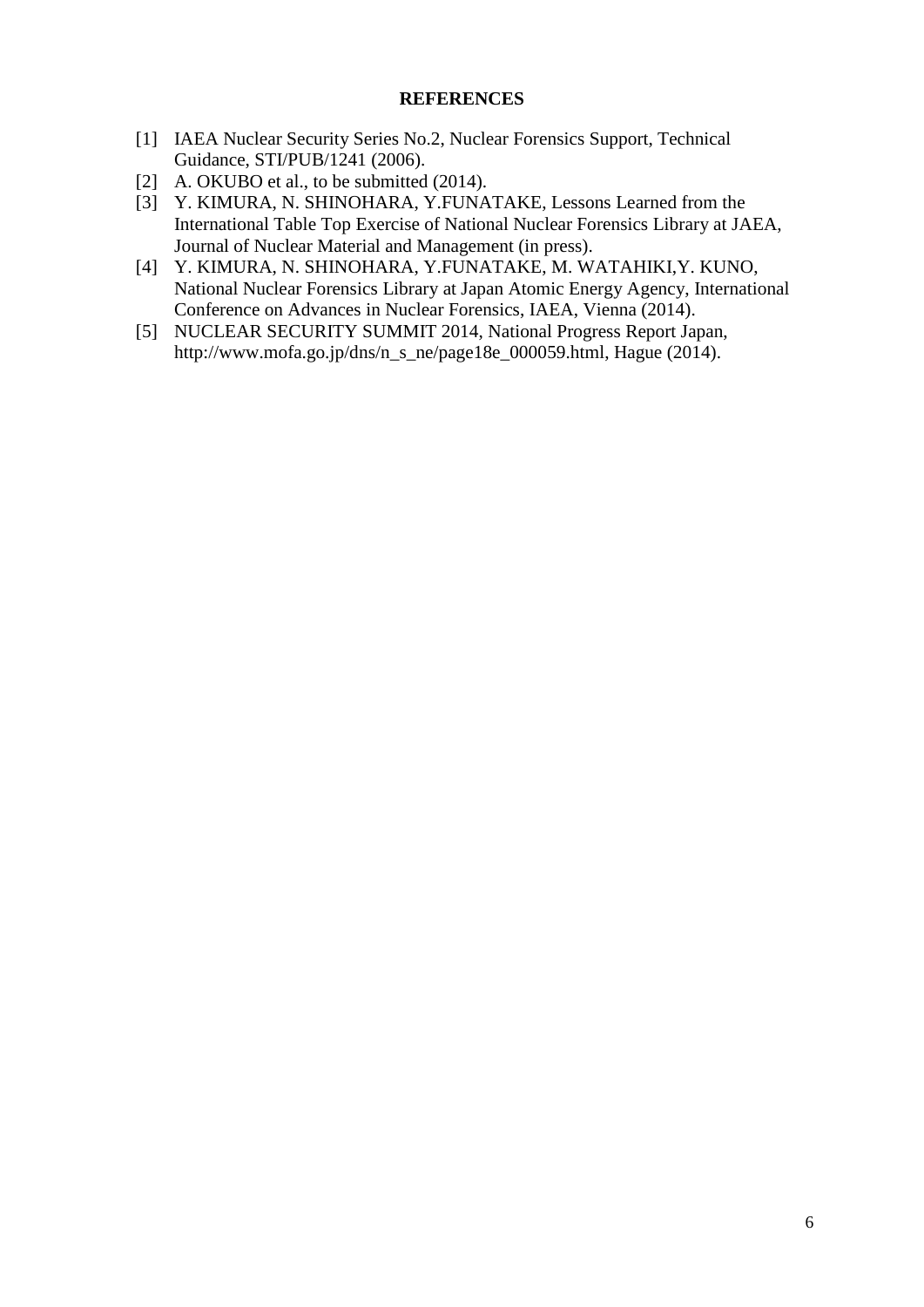**REFERENCES**

[1] IAEA Nuclear Security Series No.2, Nuclear Forensics Support, Technical Guidance, STI/PUB/1241 (2006).
[2] A. OKUBO et al., to be submitted (2014).
[3] Y. KIMURA, N. SHINOHARA, Y.FUNATAKE, Lessons Learned from the International Table Top Exercise of National Nuclear Forensics Library at JAEA, Journal of Nuclear Material and Management (in press).
[4] Y. KIMURA, N. SHINOHARA, Y.FUNATAKE, M. WATAHIKI,Y. KUNO, National Nuclear Forensics Library at Japan Atomic Energy Agency, International Conference on Advances in Nuclear Forensics, IAEA, Vienna (2014).
[5] NUCLEAR SECURITY SUMMIT 2014, National Progress Report Japan, http://www.mofa.go.jp/dns/n_s_ne/page18e_000059.html, Hague (2014).